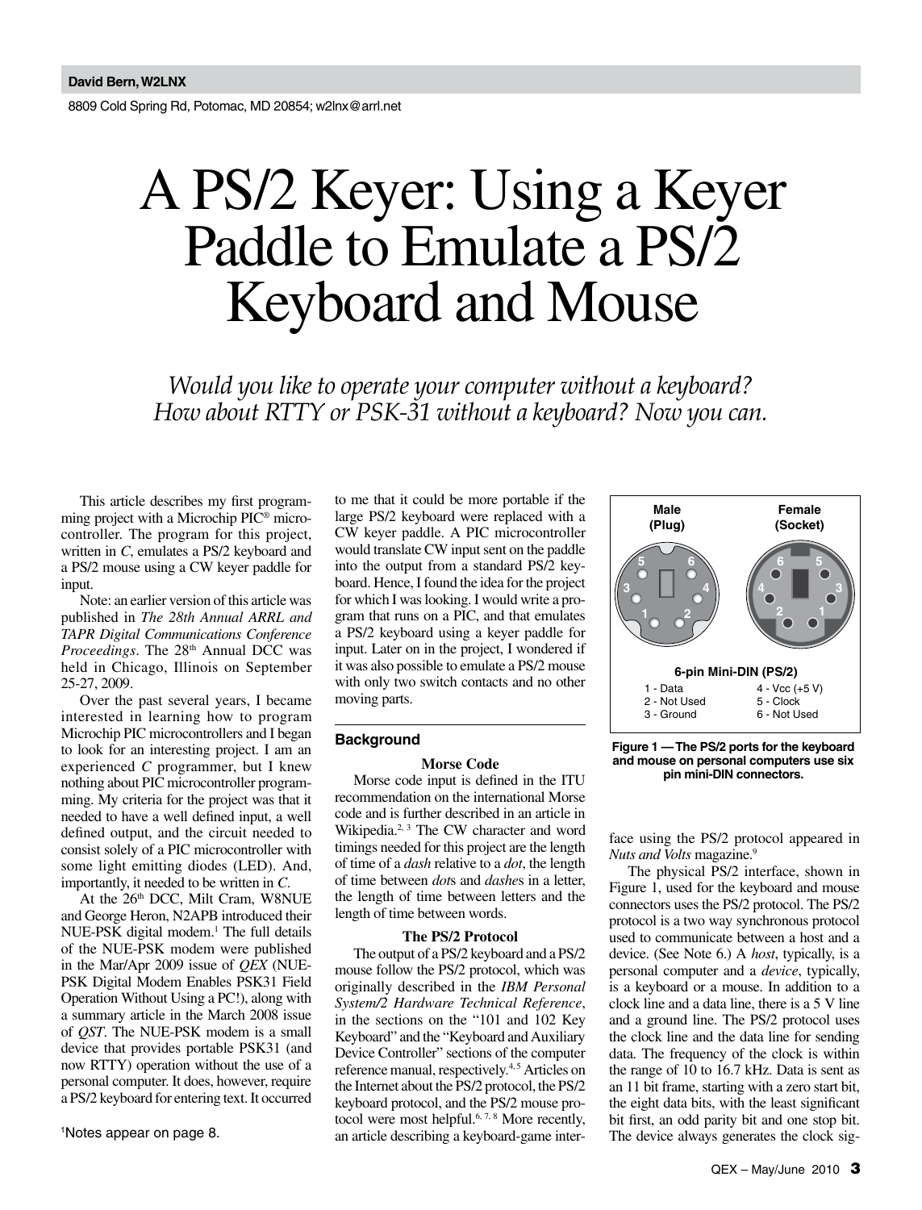**David Bern, W2LNX**

8809 Cold Spring Rd, Potomac, MD 20854; w2lnx@arrl.net

# A PS/2 Keyer: Using a Keyer Paddle to Emulate a PS/2 Keyboard and Mouse

*Would you like to operate your computer without a keyboard? How about RTTY or PSK-31 without a keyboard? Now you can.*

This article describes my first programming project with a Microchip PIC® microcontroller. The program for this project, written in *C*, emulates a PS/2 keyboard and a PS/2 mouse using a CW keyer paddle for input.

Note: an earlier version of this article was published in *The 28th Annual ARRL and TAPR Digital Communications Conference Proceedings*. The 28th Annual DCC was held in Chicago, Illinois on September 25-27, 2009.

Over the past several years, I became interested in learning how to program Microchip PIC microcontrollers and I began to look for an interesting project. I am an experienced *C* programmer, but I knew nothing about PIC microcontroller programming. My criteria for the project was that it needed to have a well defined input, a well defined output, and the circuit needed to consist solely of a PIC microcontroller with some light emitting diodes (LED). And, importantly, it needed to be written in *C*.

At the 26th DCC, Milt Cram, W8NUE and George Heron, N2APB introduced their NUE-PSK digital modem.[1] The full details of the NUE-PSK modem were published in the Mar/Apr 2009 issue of *QEX* (NUE-PSK Digital Modem Enables PSK31 Field Operation Without Using a PC!), along with a summary article in the March 2008 issue of *QST*. The NUE-PSK modem is a small device that provides portable PSK31 (and now RTTY) operation without the use of a personal computer. It does, however, require a PS/2 keyboard for entering text. It occurred to me that it could be more portable if the large PS/2 keyboard were replaced with a CW keyer paddle. A PIC microcontroller would translate CW input sent on the paddle into the output from a standard PS/2 keyboard. Hence, I found the idea for the project for which I was looking. I would write a program that runs on a PIC, and that emulates a PS/2 keyboard using a keyer paddle for input. Later on in the project, I wondered if it was also possible to emulate a PS/2 mouse with only two switch contacts and no other moving parts.

[1]Notes appear on page 8.

## Background

### Morse Code

Morse code input is defined in the ITU recommendation on the international Morse code and is further described in an article in Wikipedia.[2, 3] The CW character and word timings needed for this project are the length of time of a *dash* relative to a *dot*, the length of time between *dot*s and *dashe*s in a letter, the length of time between letters and the length of time between words.

### The PS/2 Protocol

The output of a PS/2 keyboard and a PS/2 mouse follow the PS/2 protocol, which was originally described in the *IBM Personal System/2 Hardware Technical Reference*, in the sections on the "101 and 102 Key Keyboard" and the "Keyboard and Auxiliary Device Controller" sections of the computer reference manual, respectively.[4, 5] Articles on the Internet about the PS/2 protocol, the PS/2 keyboard protocol, and the PS/2 mouse protocol were most helpful.[6, 7, 8] More recently, an article describing a keyboard-game interface using the PS/2 protocol appeared in *Nuts and Volts* magazine.[9]

**Male (Plug)** / **Female (Socket)**

**6-pin Mini-DIN (PS/2)**

| | |
|---|---|
| 1 - Data | 4 - Vcc (+5 V) |
| 2 - Not Used | 5 - Clock |
| 3 - Ground | 6 - Not Used |

**Figure 1 — The PS/2 ports for the keyboard and mouse on personal computers use six pin mini-DIN connectors.**

The physical PS/2 interface, shown in Figure 1, used for the keyboard and mouse connectors uses the PS/2 protocol. The PS/2 protocol is a two way synchronous protocol used to communicate between a host and a device. (See Note 6.) A *host*, typically, is a personal computer and a *device*, typically, is a keyboard or a mouse. In addition to a clock line and a data line, there is a 5 V line and a ground line. The PS/2 protocol uses the clock line and the data line for sending data. The frequency of the clock is within the range of 10 to 16.7 kHz. Data is sent as an 11 bit frame, starting with a zero start bit, the eight data bits, with the least significant bit first, an odd parity bit and one stop bit. The device always generates the clock sig-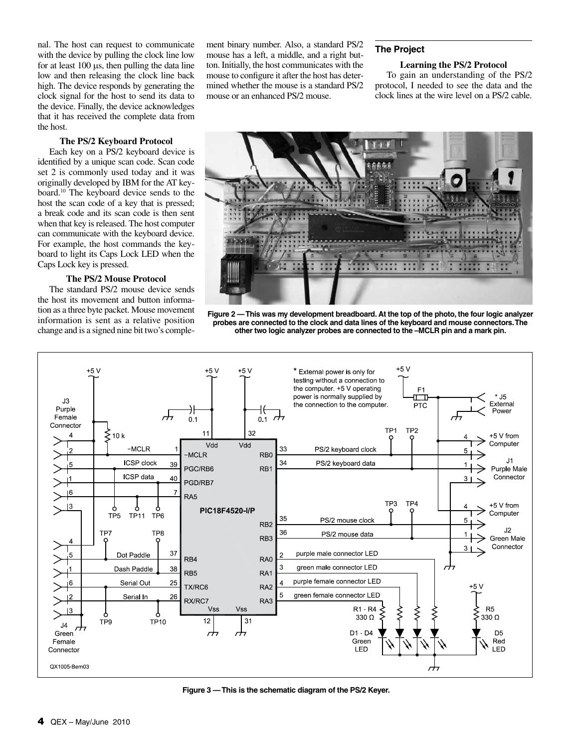nal. The host can request to communicate with the device by pulling the clock line low for at least 100 μs, then pulling the data line low and then releasing the clock line back high. The device responds by generating the clock signal for the host to send its data to the device. Finally, the device acknowledges that it has received the complete data from the host.

### The PS/2 Keyboard Protocol

Each key on a PS/2 keyboard device is identified by a unique scan code. Scan code set 2 is commonly used today and it was originally developed by IBM for the AT keyboard.[10] The keyboard device sends to the host the scan code of a key that is pressed; a break code and its scan code is then sent when that key is released. The host computer can communicate with the keyboard device. For example, the host commands the keyboard to light its Caps Lock LED when the Caps Lock key is pressed.

### The PS/2 Mouse Protocol

The standard PS/2 mouse device sends the host its movement and button information as a three byte packet. Mouse movement information is sent as a relative position change and is a signed nine bit two's complement binary number. Also, a standard PS/2 mouse has a left, a middle, and a right button. Initially, the host communicates with the mouse to configure it after the host has determined whether the mouse is a standard PS/2 mouse or an enhanced PS/2 mouse.

## The Project

### Learning the PS/2 Protocol

To gain an understanding of the PS/2 protocol, I needed to see the data and the clock lines at the wire level on a PS/2 cable.

**Figure 2 — This was my development breadboard. At the top of the photo, the four logic analyzer probes are connected to the clock and data lines of the keyboard and mouse connectors. The other two logic analyzer probes are connected to the –MCLR pin and a mark pin.**

**Figure 3 — This is the schematic diagram of the PS/2 Keyer.**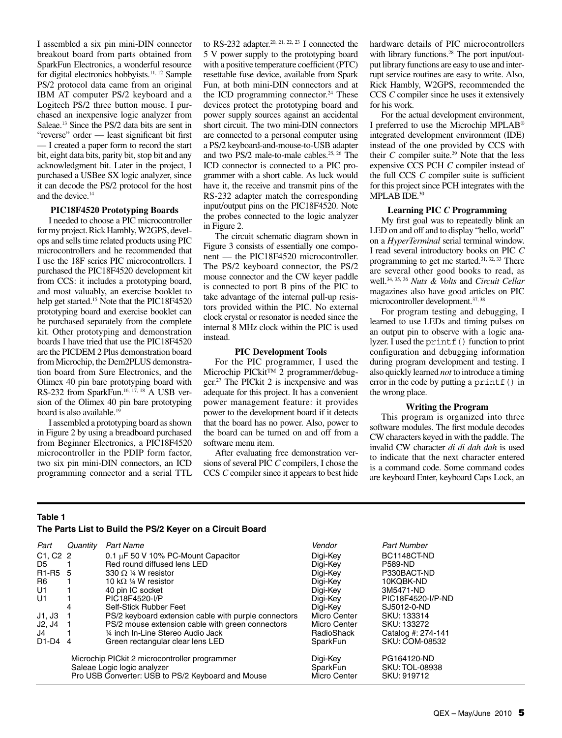I assembled a six pin mini-DIN connector breakout board from parts obtained from SparkFun Electronics, a wonderful resource for digital electronics hobbyists.[11, 12] Sample PS/2 protocol data came from an original IBM AT computer PS/2 keyboard and a Logitech PS/2 three button mouse. I purchased an inexpensive logic analyzer from Saleae.[13] Since the PS/2 data bits are sent in "reverse" order — least significant bit first — I created a paper form to record the start bit, eight data bits, parity bit, stop bit and any acknowledgment bit. Later in the project, I purchased a USBee SX logic analyzer, since it can decode the PS/2 protocol for the host and the device.[14]

### PIC18F4520 Prototyping Boards

I needed to choose a PIC microcontroller for my project. Rick Hambly, W2GPS, develops and sells time related products using PIC microcontrollers and he recommended that I use the 18F series PIC microcontrollers. I purchased the PIC18F4520 development kit from CCS: it includes a prototyping board, and most valuably, an exercise booklet to help get started.[15] Note that the PIC18F4520 prototyping board and exercise booklet can be purchased separately from the complete kit. Other prototyping and demonstration boards I have tried that use the PIC18F4520 are the PICDEM 2 Plus demonstration board from Microchip, the Dem2PLUS demonstration board from Sure Electronics, and the Olimex 40 pin bare prototyping board with RS-232 from SparkFun.[16, 17, 18] A USB version of the Olimex 40 pin bare prototyping board is also available.[19]

I assembled a prototyping board as shown in Figure 2 by using a breadboard purchased from Beginner Electronics, a PIC18F4520 microcontroller in the PDIP form factor, two six pin mini-DIN connectors, an ICD programming connector and a serial TTL to RS-232 adapter.[20, 21, 22, 23] I connected the 5 V power supply to the prototyping board with a positive temperature coefficient (PTC) resettable fuse device, available from Spark Fun, at both mini-DIN connectors and at the ICD programming connector.[24] These devices protect the prototyping board and power supply sources against an accidental short circuit. The two mini-DIN connectors are connected to a personal computer using a PS/2 keyboard-and-mouse-to-USB adapter and two PS/2 male-to-male cables.[25, 26] The ICD connector is connected to a PIC programmer with a short cable. As luck would have it, the receive and transmit pins of the RS-232 adapter match the corresponding input/output pins on the PIC18F4520. Note the probes connected to the logic analyzer in Figure 2.

The circuit schematic diagram shown in Figure 3 consists of essentially one component — the PIC18F4520 microcontroller. The PS/2 keyboard connector, the PS/2 mouse connector and the CW keyer paddle is connected to port B pins of the PIC to take advantage of the internal pull-up resistors provided within the PIC. No external clock crystal or resonator is needed since the internal 8 MHz clock within the PIC is used instead.

### PIC Development Tools

For the PIC programmer, I used the Microchip PICkit™ 2 programmer/debugger.[27] The PICkit 2 is inexpensive and was adequate for this project. It has a convenient power management feature: it provides power to the development board if it detects that the board has no power. Also, power to the board can be turned on and off from a software menu item.

After evaluating free demonstration versions of several PIC *C* compilers, I chose the CCS *C* compiler since it appears to best hide hardware details of PIC microcontrollers with library functions.[28] The port input/output library functions are easy to use and interrupt service routines are easy to write. Also, Rick Hambly, W2GPS, recommended the CCS *C* compiler since he uses it extensively for his work.

For the actual development environment, I preferred to use the Microchip MPLAB® integrated development environment (IDE) instead of the one provided by CCS with their *C* compiler suite.[29] Note that the less expensive CCS PCH *C* compiler instead of the full CCS *C* compiler suite is sufficient for this project since PCH integrates with the MPLAB IDE.[30]

### Learning PIC *C* Programming

My first goal was to repeatedly blink an LED on and off and to display "hello, world" on a *HyperTerminal* serial terminal window. I read several introductory books on PIC *C* programming to get me started.[31, 32, 33] There are several other good books to read, as well.[34, 35, 36] *Nuts & Volts* and *Circuit Cellar* magazines also have good articles on PIC microcontroller development.[37, 38]

For program testing and debugging, I learned to use LEDs and timing pulses on an output pin to observe with a logic analyzer. I used the `printf()` function to print configuration and debugging information during program development and testing. I also quickly learned *not* to introduce a timing error in the code by putting a `printf()` in the wrong place.

### Writing the Program

This program is organized into three software modules. The first module decodes CW characters keyed in with the paddle. The invalid CW character *di di dah dah* is used to indicate that the next character entered is a command code. Some command codes are keyboard Enter, keyboard Caps Lock, an

**Table 1**
**The Parts List to Build the PS/2 Keyer on a Circuit Board**

| *Part* | *Quantity* | *Part Name* | *Vendor* | *Part Number* |
|---|---|---|---|---|
| C1, C2 | 2 | 0.1 µF 50 V 10% PC-Mount Capacitor | Digi-Key | BC1148CT-ND |
| D5 | 1 | Red round diffused lens LED | Digi-Key | P589-ND |
| R1-R5 | 5 | 330 Ω ¼ W resistor | Digi-Key | P330BACT-ND |
| R6 | 1 | 10 kΩ ¼ W resistor | Digi-Key | 10KQBK-ND |
| U1 | 1 | 40 pin IC socket | Digi-Key | 3M5471-ND |
| U1 | 1 | PIC18F4520-I/P | Digi-Key | PIC18F4520-I/P-ND |
| | 4 | Self-Stick Rubber Feet | Digi-Key | SJ5012-0-ND |
| J1, J3 | 1 | PS/2 keyboard extension cable with purple connectors | Micro Center | SKU: 133314 |
| J2, J4 | 1 | PS/2 mouse extension cable with green connectors | Micro Center | SKU: 133272 |
| J4 | 1 | ¼ inch In-Line Stereo Audio Jack | RadioShack | Catalog #: 274-141 |
| D1-D4 | 4 | Green rectangular clear lens LED | SparkFun | SKU: COM-08532 |
| | | Microchip PICkit 2 microcontroller programmer | Digi-Key | PG164120-ND |
| | | Saleae Logic logic analyzer | SparkFun | SKU: TOL-08938 |
| | | Pro USB Converter: USB to PS/2 Keyboard and Mouse | Micro Center | SKU: 919712 |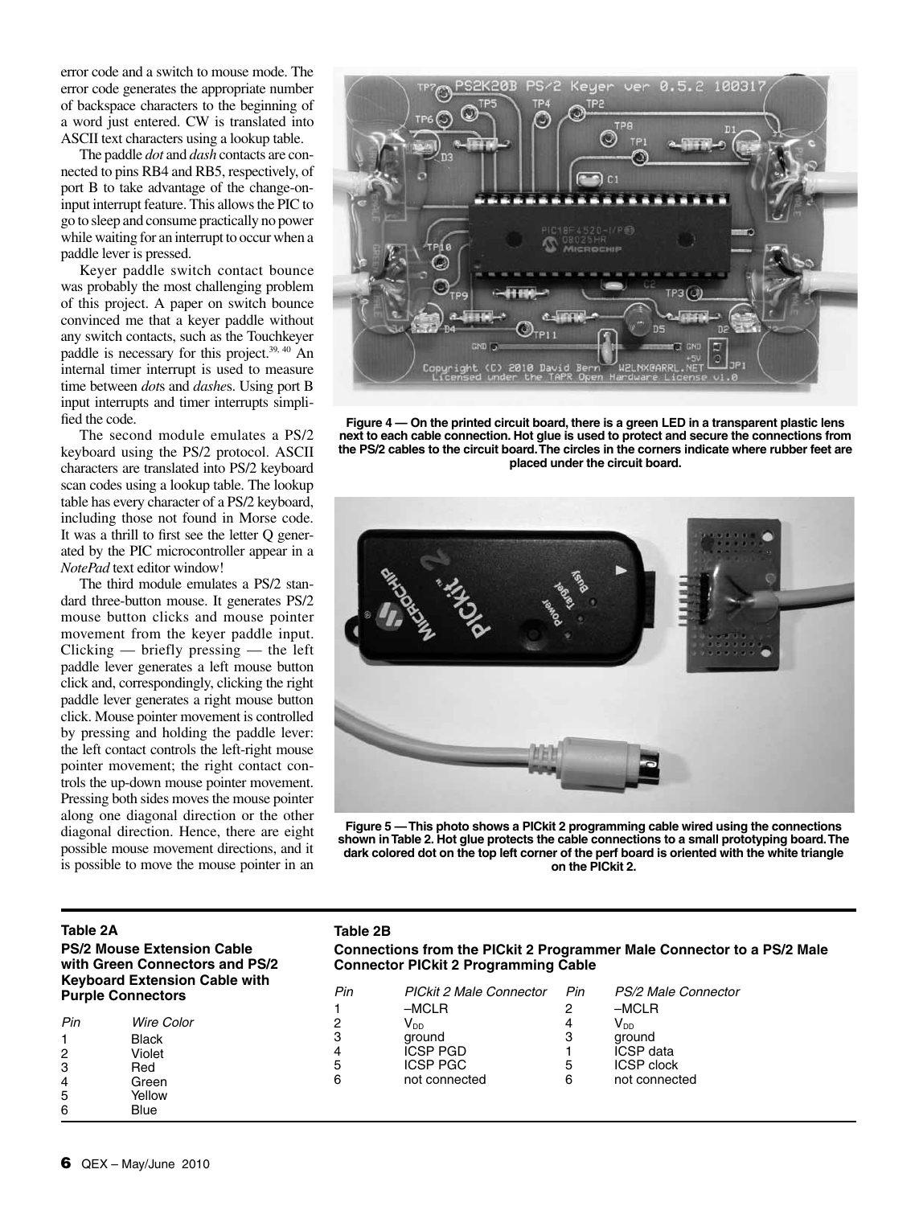error code and a switch to mouse mode. The error code generates the appropriate number of backspace characters to the beginning of a word just entered. CW is translated into ASCII text characters using a lookup table.

The paddle *dot* and *dash* contacts are connected to pins RB4 and RB5, respectively, of port B to take advantage of the change-on-input interrupt feature. This allows the PIC to go to sleep and consume practically no power while waiting for an interrupt to occur when a paddle lever is pressed.

Keyer paddle switch contact bounce was probably the most challenging problem of this project. A paper on switch bounce convinced me that a keyer paddle without any switch contacts, such as the Touchkeyer paddle is necessary for this project.[39, 40] An internal timer interrupt is used to measure time between *dot*s and *dash*es. Using port B input interrupts and timer interrupts simplified the code.

The second module emulates a PS/2 keyboard using the PS/2 protocol. ASCII characters are translated into PS/2 keyboard scan codes using a lookup table. The lookup table has every character of a PS/2 keyboard, including those not found in Morse code. It was a thrill to first see the letter Q generated by the PIC microcontroller appear in a *NotePad* text editor window!

The third module emulates a PS/2 standard three-button mouse. It generates PS/2 mouse button clicks and mouse pointer movement from the keyer paddle input. Clicking — briefly pressing — the left paddle lever generates a left mouse button click and, correspondingly, clicking the right paddle lever generates a right mouse button click. Mouse pointer movement is controlled by pressing and holding the paddle lever: the left contact controls the left-right mouse pointer movement; the right contact controls the up-down mouse pointer movement. Pressing both sides moves the mouse pointer along one diagonal direction or the other diagonal direction. Hence, there are eight possible mouse movement directions, and it is possible to move the mouse pointer in an

**Figure 4 — On the printed circuit board, there is a green LED in a transparent plastic lens next to each cable connection. Hot glue is used to protect and secure the connections from the PS/2 cables to the circuit board. The circles in the corners indicate where rubber feet are placed under the circuit board.**

**Figure 5 — This photo shows a PICkit 2 programming cable wired using the connections shown in Table 2. Hot glue protects the cable connections to a small prototyping board. The dark colored dot on the top left corner of the perf board is oriented with the white triangle on the PICkit 2.**

**Table 2A**

**PS/2 Mouse Extension Cable with Green Connectors and PS/2 Keyboard Extension Cable with Purple Connectors**

| *Pin* | *Wire Color* |
|---|---|
| 1 | Black |
| 2 | Violet |
| 3 | Red |
| 4 | Green |
| 5 | Yellow |
| 6 | Blue |

**Table 2B**

**Connections from the PICkit 2 Programmer Male Connector to a PS/2 Male Connector PICkit 2 Programming Cable**

| *Pin* | *PICkit 2 Male Connector* | *Pin* | *PS/2 Male Connector* |
|---|---|---|---|
| 1 | –MCLR | 2 | –MCLR |
| 2 | $V_{DD}$ | 4 | $V_{DD}$ |
| 3 | ground | 3 | ground |
| 4 | ICSP PGD | 1 | ICSP data |
| 5 | ICSP PGC | 5 | ICSP clock |
| 6 | not connected | 6 | not connected |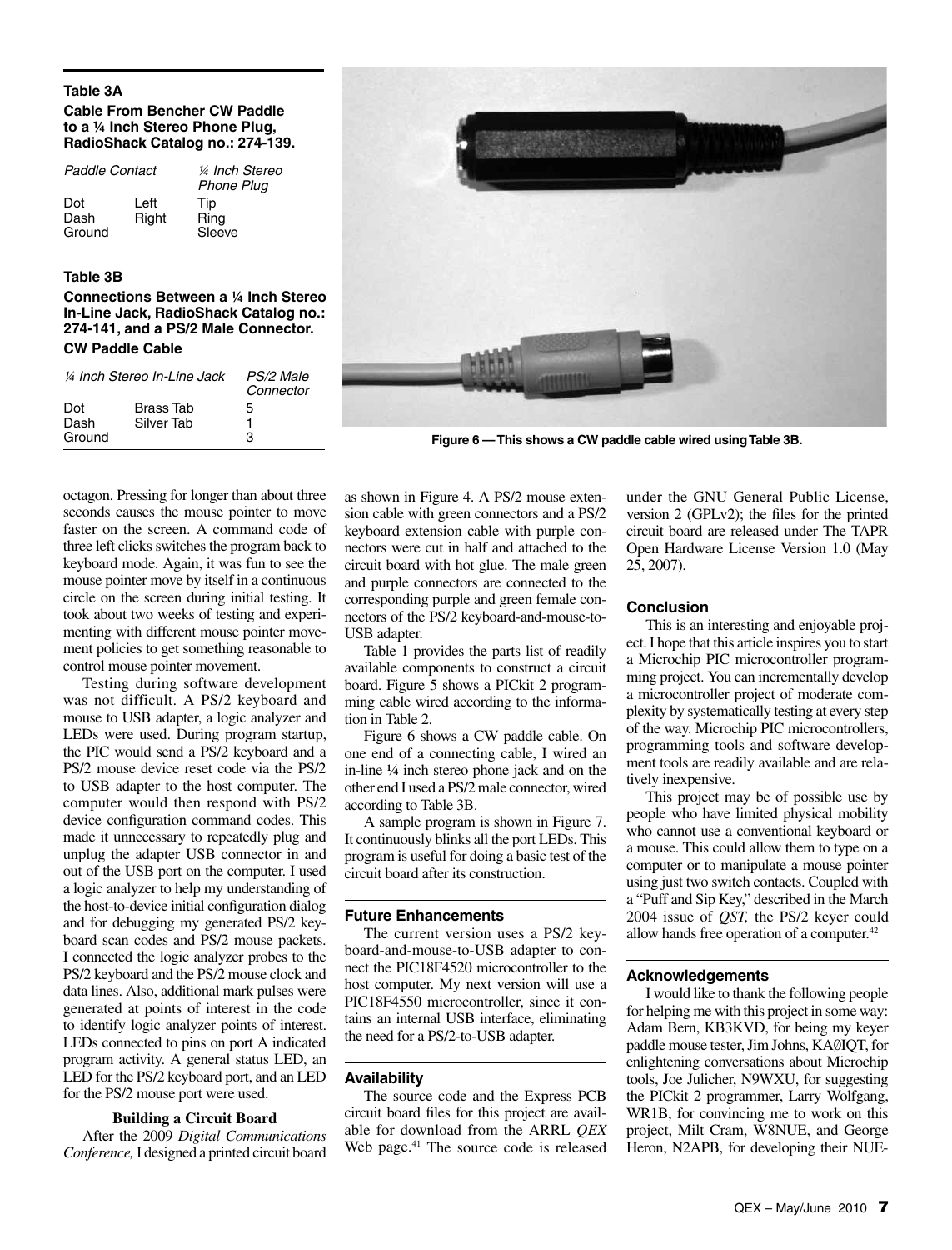**Table 3A**

**Cable From Bencher CW Paddle to a ¼ Inch Stereo Phone Plug, RadioShack Catalog no.: 274-139.**

| *Paddle Contact* | | *¼ Inch Stereo Phone Plug* |
|---|---|---|
| Dot | Left | Tip |
| Dash | Right | Ring |
| Ground | | Sleeve |

**Table 3B**

**Connections Between a ¼ Inch Stereo In-Line Jack, RadioShack Catalog no.: 274-141, and a PS/2 Male Connector.**

**CW Paddle Cable**

| *¼ Inch Stereo In-Line Jack* | | *PS/2 Male Connector* |
|---|---|---|
| Dot | Brass Tab | 5 |
| Dash | Silver Tab | 1 |
| Ground | | 3 |

**Figure 6 — This shows a CW paddle cable wired using Table 3B.**

octagon. Pressing for longer than about three seconds causes the mouse pointer to move faster on the screen. A command code of three left clicks switches the program back to keyboard mode. Again, it was fun to see the mouse pointer move by itself in a continuous circle on the screen during initial testing. It took about two weeks of testing and experimenting with different mouse pointer movement policies to get something reasonable to control mouse pointer movement.

Testing during software development was not difficult. A PS/2 keyboard and mouse to USB adapter, a logic analyzer and LEDs were used. During program startup, the PIC would send a PS/2 keyboard and a PS/2 mouse device reset code via the PS/2 to USB adapter to the host computer. The computer would then respond with PS/2 device configuration command codes. This made it unnecessary to repeatedly plug and unplug the adapter USB connector in and out of the USB port on the computer. I used a logic analyzer to help my understanding of the host-to-device initial configuration dialog and for debugging my generated PS/2 keyboard scan codes and PS/2 mouse packets. I connected the logic analyzer probes to the PS/2 keyboard and the PS/2 mouse clock and data lines. Also, additional mark pulses were generated at points of interest in the code to identify logic analyzer points of interest. LEDs connected to pins on port A indicated program activity. A general status LED, an LED for the PS/2 keyboard port, and an LED for the PS/2 mouse port were used.

### Building a Circuit Board

After the 2009 *Digital Communications Conference,* I designed a printed circuit board as shown in Figure 4. A PS/2 mouse extension cable with green connectors and a PS/2 keyboard extension cable with purple connectors were cut in half and attached to the circuit board with hot glue. The male green and purple connectors are connected to the corresponding purple and green female connectors of the PS/2 keyboard-and-mouse-to-USB adapter.

Table 1 provides the parts list of readily available components to construct a circuit board. Figure 5 shows a PICkit 2 programming cable wired according to the information in Table 2.

Figure 6 shows a CW paddle cable. On one end of a connecting cable, I wired an in-line ¼ inch stereo phone jack and on the other end I used a PS/2 male connector, wired according to Table 3B.

A sample program is shown in Figure 7. It continuously blinks all the port LEDs. This program is useful for doing a basic test of the circuit board after its construction.

### Future Enhancements

The current version uses a PS/2 keyboard-and-mouse-to-USB adapter to connect the PIC18F4520 microcontroller to the host computer. My next version will use a PIC18F4550 microcontroller, since it contains an internal USB interface, eliminating the need for a PS/2-to-USB adapter.

### Availability

The source code and the Express PCB circuit board files for this project are available for download from the ARRL *QEX* Web page.[41] The source code is released under the GNU General Public License, version 2 (GPLv2); the files for the printed circuit board are released under The TAPR Open Hardware License Version 1.0 (May 25, 2007).

### Conclusion

This is an interesting and enjoyable project. I hope that this article inspires you to start a Microchip PIC microcontroller programming project. You can incrementally develop a microcontroller project of moderate complexity by systematically testing at every step of the way. Microchip PIC microcontrollers, programming tools and software development tools are readily available and are relatively inexpensive.

This project may be of possible use by people who have limited physical mobility who cannot use a conventional keyboard or a mouse. This could allow them to type on a computer or to manipulate a mouse pointer using just two switch contacts. Coupled with a "Puff and Sip Key," described in the March 2004 issue of *QST,* the PS/2 keyer could allow hands free operation of a computer.[42]

### Acknowledgements

I would like to thank the following people for helping me with this project in some way: Adam Bern, KB3KVD, for being my keyer paddle mouse tester, Jim Johns, KAØIQT, for enlightening conversations about Microchip tools, Joe Julicher, N9WXU, for suggesting the PICkit 2 programmer, Larry Wolfgang, WR1B, for convincing me to work on this project, Milt Cram, W8NUE, and George Heron, N2APB, for developing their NUE-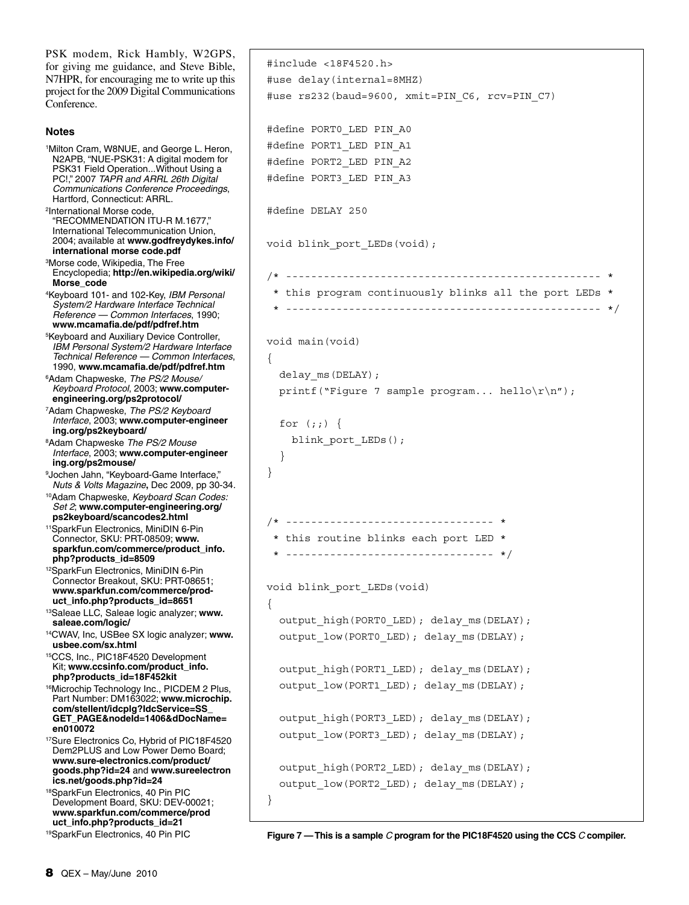PSK modem, Rick Hambly, W2GPS, for giving me guidance, and Steve Bible, N7HPR, for encouraging me to write up this project for the 2009 Digital Communications Conference.

### Notes

[1]Milton Cram, W8NUE, and George L. Heron, N2APB, "NUE-PSK31: A digital modem for PSK31 Field Operation...Without Using a PC!," 2007 *TAPR and ARRL 26th Digital Communications Conference Proceedings*, Hartford, Connecticut: ARRL.

[2]International Morse code, "RECOMMENDATION ITU-R M.1677," International Telecommunication Union, 2004; available at **www.godfreydykes.info/international morse code.pdf**

[3]Morse code, Wikipedia, The Free Encyclopedia; **http://en.wikipedia.org/wiki/Morse_code**

[4]Keyboard 101- and 102-Key, *IBM Personal System/2 Hardware Interface Technical Reference — Common Interfaces*, 1990; **www.mcamafia.de/pdf/pdfref.htm**

[5]Keyboard and Auxiliary Device Controller, *IBM Personal System/2 Hardware Interface Technical Reference — Common Interfaces*, 1990, **www.mcamafia.de/pdf/pdfref.htm**

[6]Adam Chapweske, *The PS/2 Mouse/Keyboard Protocol*, 2003; **www.computer-engineering.org/ps2protocol/**

[7]Adam Chapweske, *The PS/2 Keyboard Interface*, 2003; **www.computer-engineering.org/ps2keyboard/**

[8]Adam Chapweske *The PS/2 Mouse Interface*, 2003; **www.computer-engineering.org/ps2mouse/**

[9]Jochen Jahn, "Keyboard-Game Interface," *Nuts & Volts Magazine*, Dec 2009, pp 30-34.

[10]Adam Chapweske, *Keyboard Scan Codes: Set 2*; **www.computer-engineering.org/ps2keyboard/scancodes2.html**

[11]SparkFun Electronics, MiniDIN 6-Pin Connector, SKU: PRT-08509; **www.sparkfun.com/commerce/product_info.php?products_id=8509**

[12]SparkFun Electronics, MiniDIN 6-Pin Connector Breakout, SKU: PRT-08651; **www.sparkfun.com/commerce/product_info.php?products_id=8651**

[13]Saleae LLC, Saleae logic analyzer; **www.saleae.com/logic/**

[14]CWAV, Inc, USBee SX logic analyzer; **www.usbee.com/sx.html**

[15]CCS, Inc., PIC18F4520 Development Kit; **www.ccsinfo.com/product_info.php?products_id=18F452kit**

[16]Microchip Technology Inc., PICDEM 2 Plus, Part Number: DM163022; **www.microchip.com/stellent/idcplg?IdcService=SS_GET_PAGE&nodeId=1406&dDocName=en010072**

[17]Sure Electronics Co, Hybrid of PIC18F4520 Dem2PLUS and Low Power Demo Board; **www.sure-electronics.com/product/goods.php?id=24** and **www.sureelectronics.net/goods.php?id=24**

[18]SparkFun Electronics, 40 Pin PIC Development Board, SKU: DEV-00021; **www.sparkfun.com/commerce/product_info.php?products_id=21**

[19]SparkFun Electronics, 40 Pin PIC

```
#include <18F4520.h>
#use delay(internal=8MHZ)
#use rs232(baud=9600, xmit=PIN_C6, rcv=PIN_C7)

#define PORT0_LED PIN_A0
#define PORT1_LED PIN_A1
#define PORT2_LED PIN_A2
#define PORT3_LED PIN_A3

#define DELAY 250

void blink_port_LEDs(void);

/* ------------------------------------------------- *
 * this program continuously blinks all the port LEDs *
 * ------------------------------------------------- */

void main(void)
{
  delay_ms(DELAY);
  printf("Figure 7 sample program... hello\r\n");

  for (;;) {
    blink_port_LEDs();
  }
}


/* -------------------------------- *
 * this routine blinks each port LED *
 * -------------------------------- */

void blink_port_LEDs(void)
{
  output_high(PORT0_LED); delay_ms(DELAY);
  output_low(PORT0_LED); delay_ms(DELAY);

  output_high(PORT1_LED); delay_ms(DELAY);
  output_low(PORT1_LED); delay_ms(DELAY);

  output_high(PORT3_LED); delay_ms(DELAY);
  output_low(PORT3_LED); delay_ms(DELAY);

  output_high(PORT2_LED); delay_ms(DELAY);
  output_low(PORT2_LED); delay_ms(DELAY);
}
```

**Figure 7 — This is a sample *C* program for the PIC18F4520 using the CCS *C* compiler.**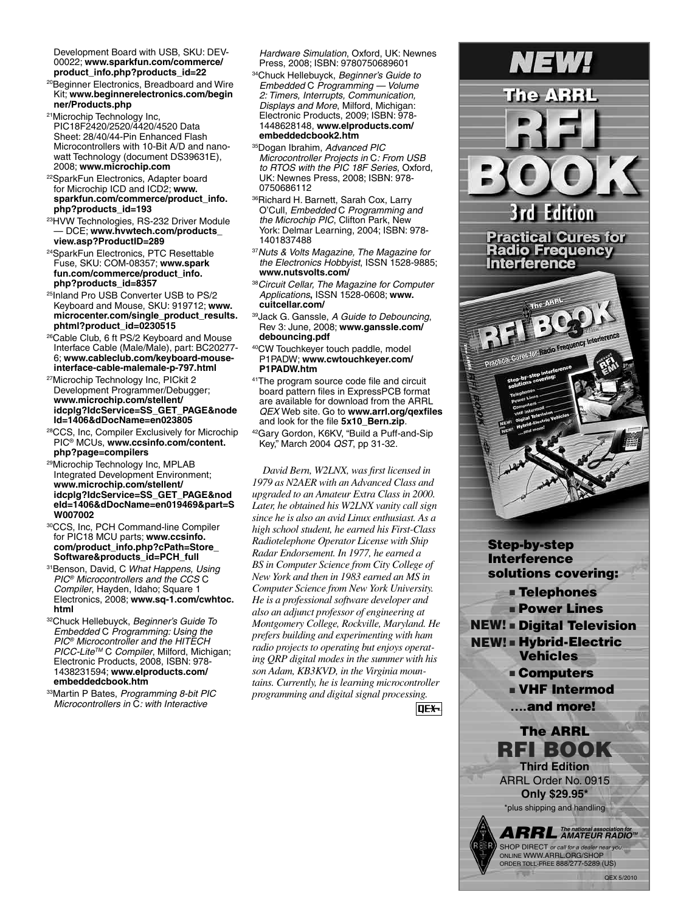Development Board with USB, SKU: DEV-00022; **www.sparkfun.com/commerce/product_info.php?products_id=22**

[20]Beginner Electronics, Breadboard and Wire Kit; **www.beginnerelectronics.com/beginner/Products.php**

[21]Microchip Technology Inc, PIC18F2420/2520/4420/4520 Data Sheet: 28/40/44-Pin Enhanced Flash Microcontrollers with 10-Bit A/D and nanowatt Technology (document DS39631E), 2008; **www.microchip.com**

[22]SparkFun Electronics, Adapter board for Microchip ICD and ICD2; **www.sparkfun.com/commerce/product_info.php?products_id=193**

[23]HVW Technologies, RS-232 Driver Module — DCE; **www.hvwtech.com/products_view.asp?ProductID=289**

[24]SparkFun Electronics, PTC Resettable Fuse, SKU: COM-08357; **www.sparkfun.com/commerce/product_info.php?products_id=8357**

[25]Inland Pro USB Converter USB to PS/2 Keyboard and Mouse, SKU: 919712; **www.microcenter.com/single_product_results.phtml?product_id=0230515**

[26]Cable Club, 6 ft PS/2 Keyboard and Mouse Interface Cable (Male/Male), part: BC20277-6; **www.cableclub.com/keyboard-mouse-interface-cable-malemale-p-797.html**

[27]Microchip Technology Inc, PICkit 2 Development Programmer/Debugger; **www.microchip.com/stellent/idcplg?IdcService=SS_GET_PAGE&nodeId=1406&dDocName=en023805**

[28]CCS, Inc, Compiler Exclusively for Microchip PIC® MCUs, **www.ccsinfo.com/content.php?page=compilers**

[29]Microchip Technology Inc, MPLAB Integrated Development Environment; **www.microchip.com/stellent/idcplg?IdcService=SS_GET_PAGE&nodeId=1406&dDocName=en019469&part=SW007002**

[30]CCS, Inc, PCH Command-line Compiler for PIC18 MCU parts; **www.ccsinfo.com/product_info.php?cPath=Store_Software&products_id=PCH_full**

[31]Benson, David, C *What Happens, Using PIC® Microcontrollers and the CCS* C *Compiler*, Hayden, Idaho; Square 1 Electronics, 2008; **www.sq-1.com/cwhtoc.html**

[32]Chuck Hellebuyck, *Beginner's Guide To Embedded* C *Programming: Using the PIC® Microcontroller and the HITECH PICC-Lite™* C *Compiler*, Milford, Michigan; Electronic Products, 2008, ISBN: 978-1438231594; **www.elproducts.com/embeddedcbook.htm**

[33]Martin P Bates, *Programming 8-bit PIC Microcontrollers in* C*: with Interactive Hardware Simulation*, Oxford, UK: Newnes Press, 2008; ISBN: 9780750689601

[34]Chuck Hellebuyck, *Beginner's Guide to Embedded* C *Programming — Volume 2: Timers, Interrupts, Communication, Displays and More*, Milford, Michigan: Electronic Products, 2009; ISBN: 978-1448628148, **www.elproducts.com/embeddedcbook2.htm**

[35]Dogan Ibrahim, *Advanced PIC Microcontroller Projects in* C*: From USB to RTOS with the PIC 18F Series*, Oxford, UK: Newnes Press, 2008; ISBN: 978-0750686112

[36]Richard H. Barnett, Sarah Cox, Larry O'Cull, *Embedded* C *Programming and the Microchip PIC*, Clifton Park, New York: Delmar Learning, 2004; ISBN: 978-1401837488

[37]*Nuts & Volts Magazine, The Magazine for the Electronics Hobbyist*, ISSN 1528-9885; **www.nutsvolts.com/**

[38]*Circuit Cellar, The Magazine for Computer Applications*, ISSN 1528-0608; **www.cuitcellar.com/**

[39]Jack G. Ganssle, *A Guide to Debouncing*, Rev 3: June, 2008; **www.ganssle.com/debouncing.pdf**

[40]CW Touchkeyer touch paddle, model P1PADW; **www.cwtouchkeyer.com/P1PADW.htm**

[41]The program source code file and circuit board pattern files in ExpressPCB format are available for download from the ARRL *QEX* Web site. Go to **www.arrl.org/qexfiles** and look for the file **5x10_Bern.zip**.

[42]Gary Gordon, K6KV, "Build a Puff-and-Sip Key," March 2004 *QST*, pp 31-32.

*David Bern, W2LNX, was first licensed in 1979 as N2AER with an Advanced Class and upgraded to an Amateur Extra Class in 2000. Later, he obtained his W2LNX vanity call sign since he is also an avid Linux enthusiast. As a high school student, he earned his First-Class Radiotelephone Operator License with Ship Radar Endorsement. In 1977, he earned a BS in Computer Science from City College of New York and then in 1983 earned an MS in Computer Science from New York University. He is a professional software developer and also an adjunct professor of engineering at Montgomery College, Rockville, Maryland. He prefers building and experimenting with ham radio projects to operating but enjoys operating QRP digital modes in the summer with his son Adam, KB3KVD, in the Virginia mountains. Currently, he is learning microcontroller programming and digital signal processing.*

**NEW!**

**The ARRL RFI BOOK**

**3rd Edition**

**Practical Cures for Radio Frequency Interference**

**Step-by-step Interference solutions covering:**

- **Telephones**
- **Power Lines**
- NEW! **Digital Television**
- NEW! **Hybrid-Electric Vehicles**
- **Computers**
- **VHF Intermod**
- **....and more!**

**The ARRL RFI BOOK**
**Third Edition**
ARRL Order No. 0915
**Only $29.95***
*plus shipping and handling

**ARRL** *The national association for AMATEUR RADIO™*
SHOP DIRECT *or call for a dealer near you.*
ONLINE WWW.ARRL.ORG/SHOP
ORDER TOLL-FREE 888/277-5289 (US)

QEX 5/2010